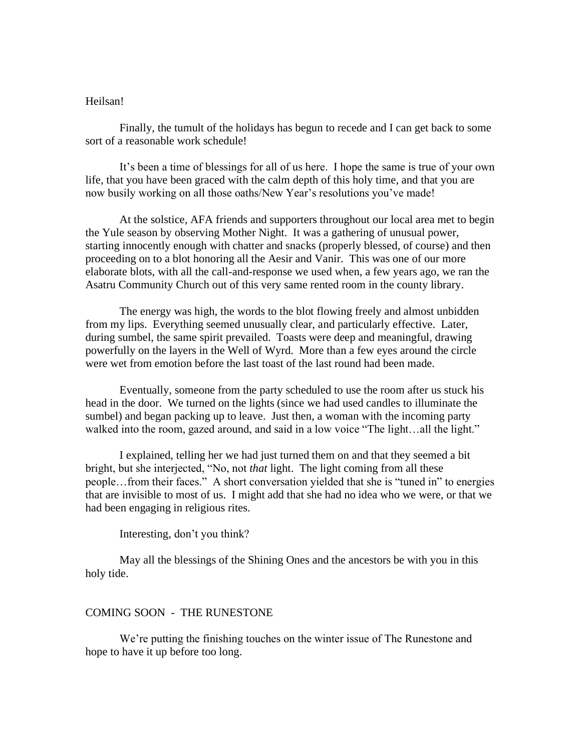Heilsan!

Finally, the tumult of the holidays has begun to recede and I can get back to some sort of a reasonable work schedule!

It's been a time of blessings for all of us here. I hope the same is true of your own life, that you have been graced with the calm depth of this holy time, and that you are now busily working on all those oaths/New Year's resolutions you've made!

At the solstice, AFA friends and supporters throughout our local area met to begin the Yule season by observing Mother Night. It was a gathering of unusual power, starting innocently enough with chatter and snacks (properly blessed, of course) and then proceeding on to a blot honoring all the Aesir and Vanir. This was one of our more elaborate blots, with all the call-and-response we used when, a few years ago, we ran the Asatru Community Church out of this very same rented room in the county library.

The energy was high, the words to the blot flowing freely and almost unbidden from my lips. Everything seemed unusually clear, and particularly effective. Later, during sumbel, the same spirit prevailed. Toasts were deep and meaningful, drawing powerfully on the layers in the Well of Wyrd. More than a few eyes around the circle were wet from emotion before the last toast of the last round had been made.

Eventually, someone from the party scheduled to use the room after us stuck his head in the door. We turned on the lights (since we had used candles to illuminate the sumbel) and began packing up to leave. Just then, a woman with the incoming party walked into the room, gazed around, and said in a low voice "The light…all the light."

I explained, telling her we had just turned them on and that they seemed a bit bright, but she interjected, "No, not *that* light. The light coming from all these people…from their faces." A short conversation yielded that she is "tuned in" to energies that are invisible to most of us. I might add that she had no idea who we were, or that we had been engaging in religious rites.

Interesting, don't you think?

May all the blessings of the Shining Ones and the ancestors be with you in this holy tide.

## COMING SOON - THE RUNESTONE

We're putting the finishing touches on the winter issue of The Runestone and hope to have it up before too long.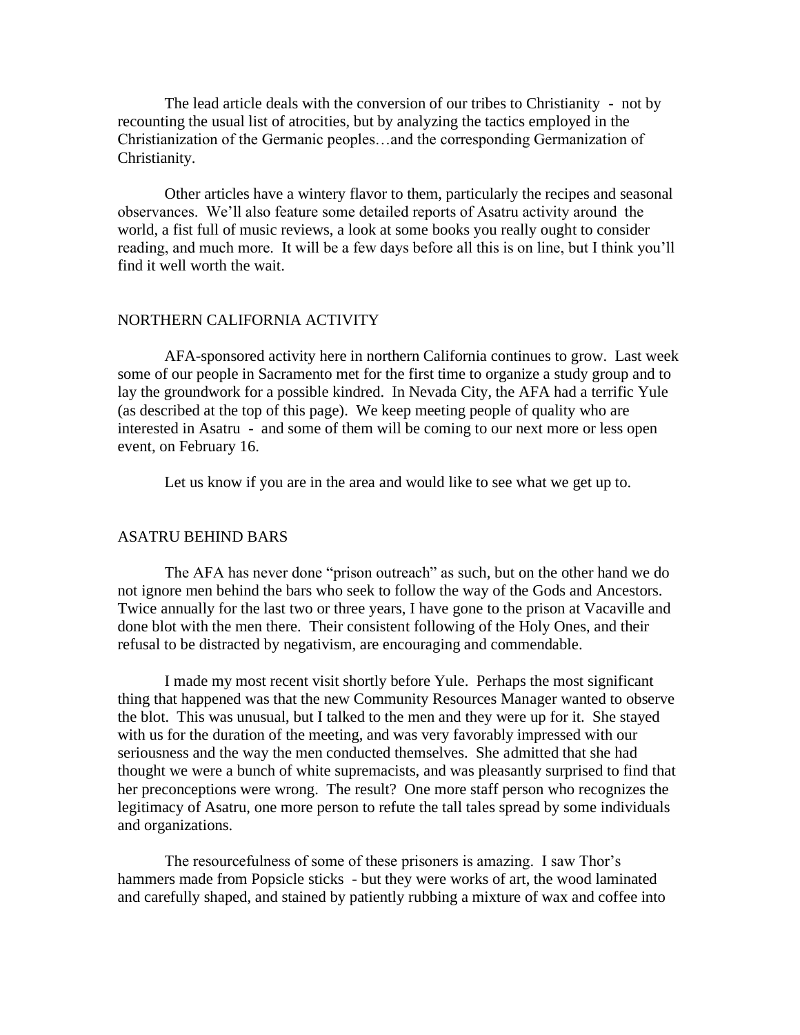The lead article deals with the conversion of our tribes to Christianity - not by recounting the usual list of atrocities, but by analyzing the tactics employed in the Christianization of the Germanic peoples…and the corresponding Germanization of Christianity.

Other articles have a wintery flavor to them, particularly the recipes and seasonal observances. We'll also feature some detailed reports of Asatru activity around the world, a fist full of music reviews, a look at some books you really ought to consider reading, and much more. It will be a few days before all this is on line, but I think you'll find it well worth the wait.

## NORTHERN CALIFORNIA ACTIVITY

AFA-sponsored activity here in northern California continues to grow. Last week some of our people in Sacramento met for the first time to organize a study group and to lay the groundwork for a possible kindred. In Nevada City, the AFA had a terrific Yule (as described at the top of this page). We keep meeting people of quality who are interested in Asatru - and some of them will be coming to our next more or less open event, on February 16.

Let us know if you are in the area and would like to see what we get up to.

## ASATRU BEHIND BARS

The AFA has never done "prison outreach" as such, but on the other hand we do not ignore men behind the bars who seek to follow the way of the Gods and Ancestors. Twice annually for the last two or three years, I have gone to the prison at Vacaville and done blot with the men there. Their consistent following of the Holy Ones, and their refusal to be distracted by negativism, are encouraging and commendable.

I made my most recent visit shortly before Yule. Perhaps the most significant thing that happened was that the new Community Resources Manager wanted to observe the blot. This was unusual, but I talked to the men and they were up for it. She stayed with us for the duration of the meeting, and was very favorably impressed with our seriousness and the way the men conducted themselves. She admitted that she had thought we were a bunch of white supremacists, and was pleasantly surprised to find that her preconceptions were wrong. The result? One more staff person who recognizes the legitimacy of Asatru, one more person to refute the tall tales spread by some individuals and organizations.

The resourcefulness of some of these prisoners is amazing. I saw Thor's hammers made from Popsicle sticks - but they were works of art, the wood laminated and carefully shaped, and stained by patiently rubbing a mixture of wax and coffee into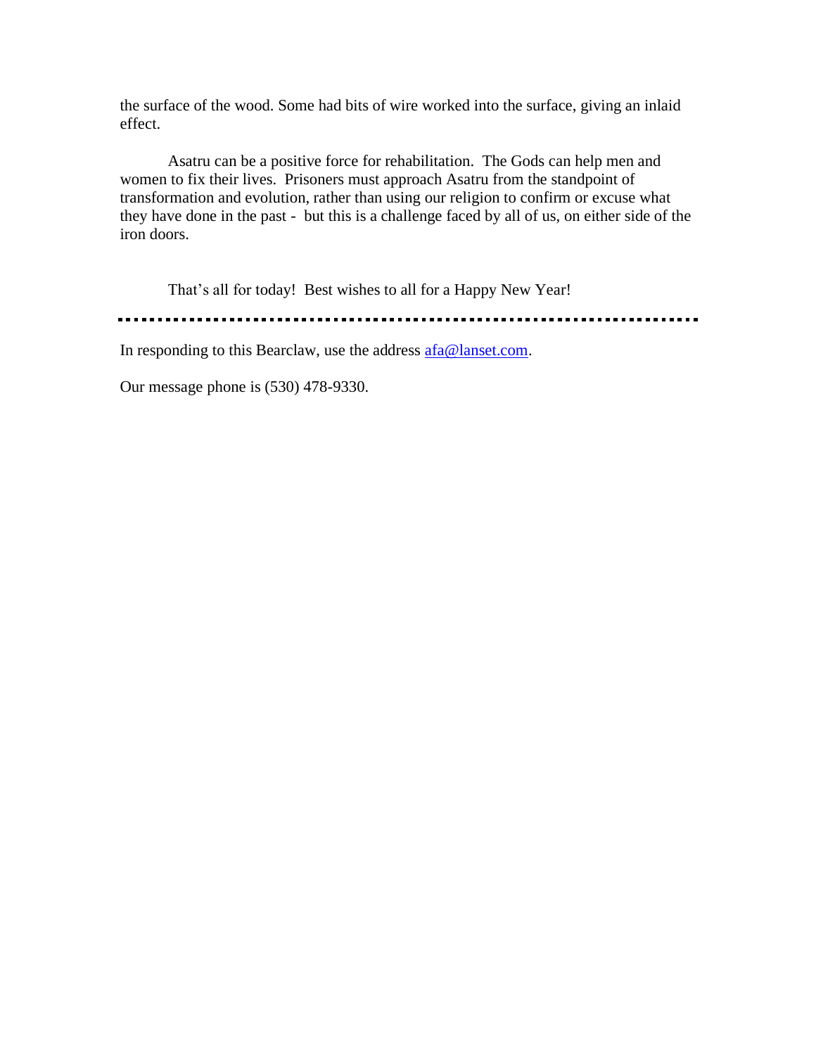the surface of the wood. Some had bits of wire worked into the surface, giving an inlaid effect.

Asatru can be a positive force for rehabilitation. The Gods can help men and women to fix their lives. Prisoners must approach Asatru from the standpoint of transformation and evolution, rather than using our religion to confirm or excuse what they have done in the past - but this is a challenge faced by all of us, on either side of the iron doors.

That's all for today! Best wishes to all for a Happy New Year!

---

In responding to this Bearclaw, use the address afa@lanset.com.

Our message phone is (530) 478-9330.